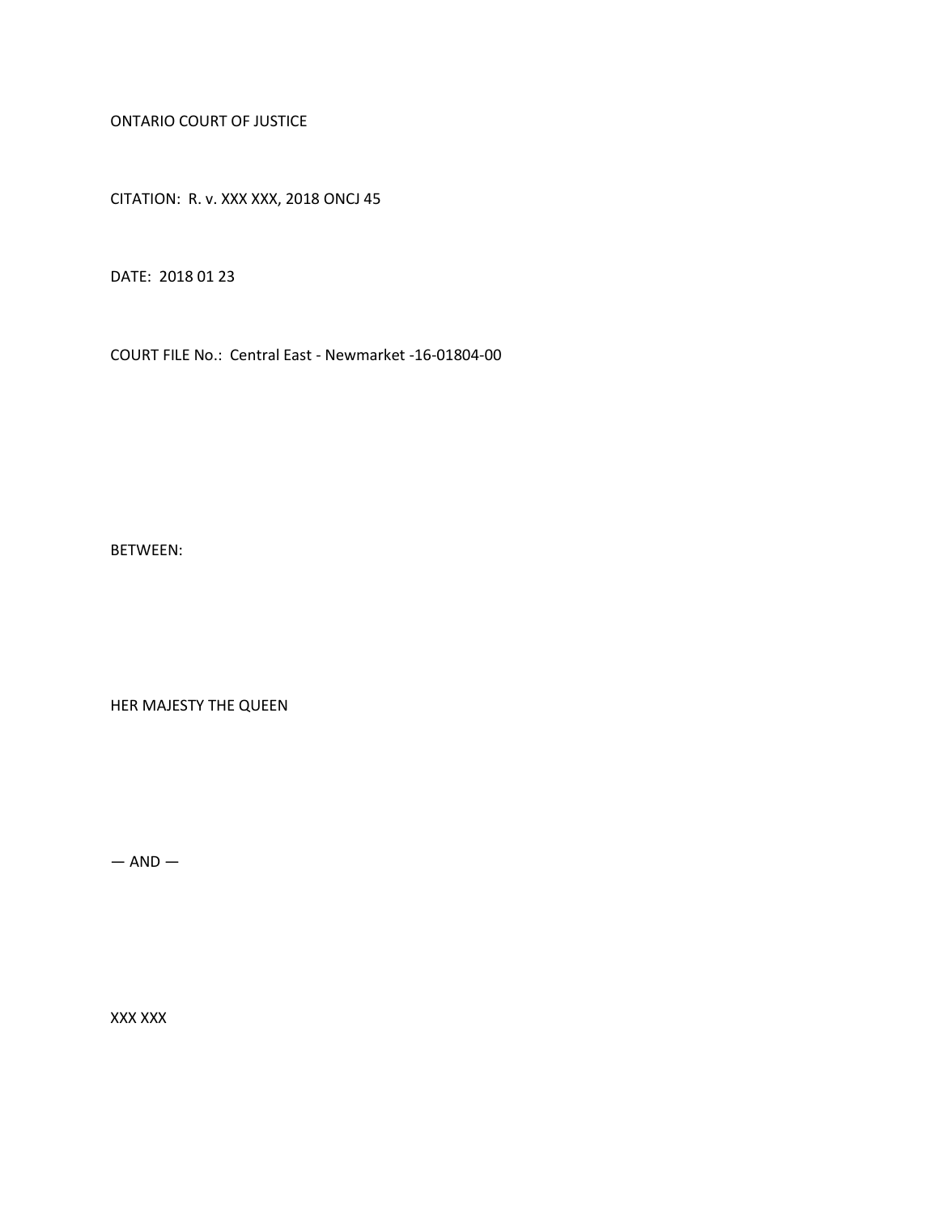ONTARIO COURT OF JUSTICE

CITATION: R. v. XXX XXX, 2018 ONCJ 45

DATE: 2018 01 23

COURT FILE No.: Central East - Newmarket -16-01804-00

BETWEEN:

HER MAJESTY THE QUEEN

— AND —

XXX XXX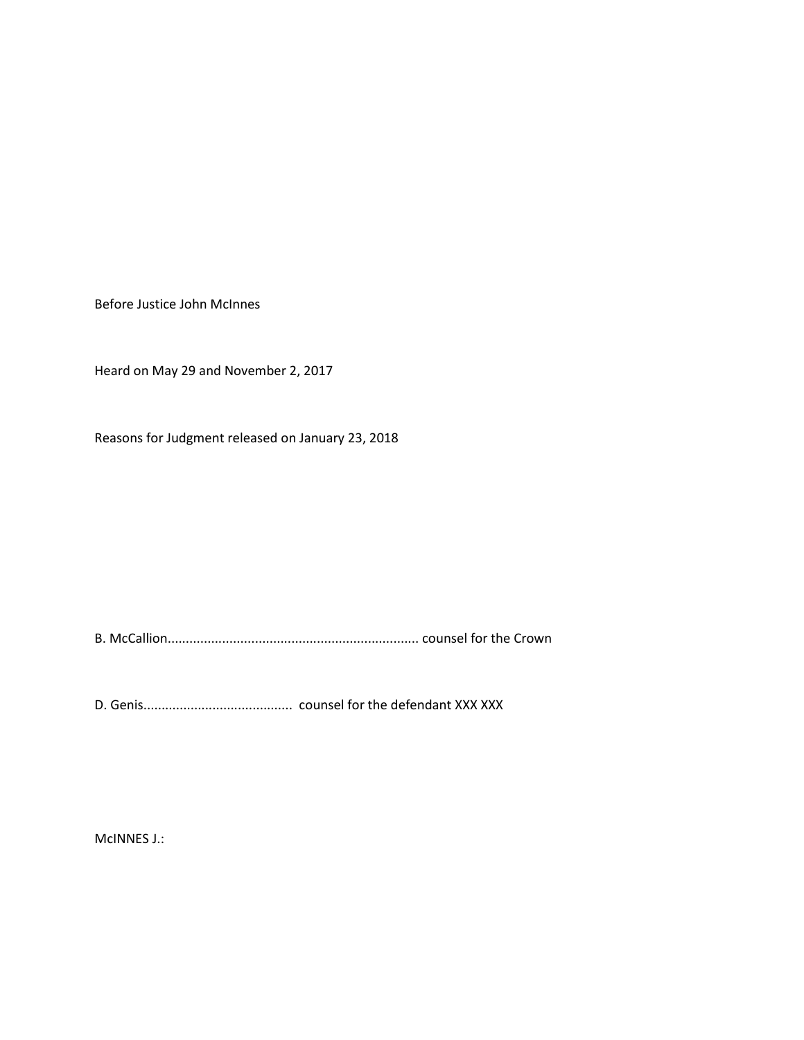Before Justice John McInnes

Heard on May 29 and November 2, 2017

Reasons for Judgment released on January 23, 2018

B. McCallion..................................................................... counsel for the Crown

D. Genis......................................... counsel for the defendant XXX XXX

McINNES J.: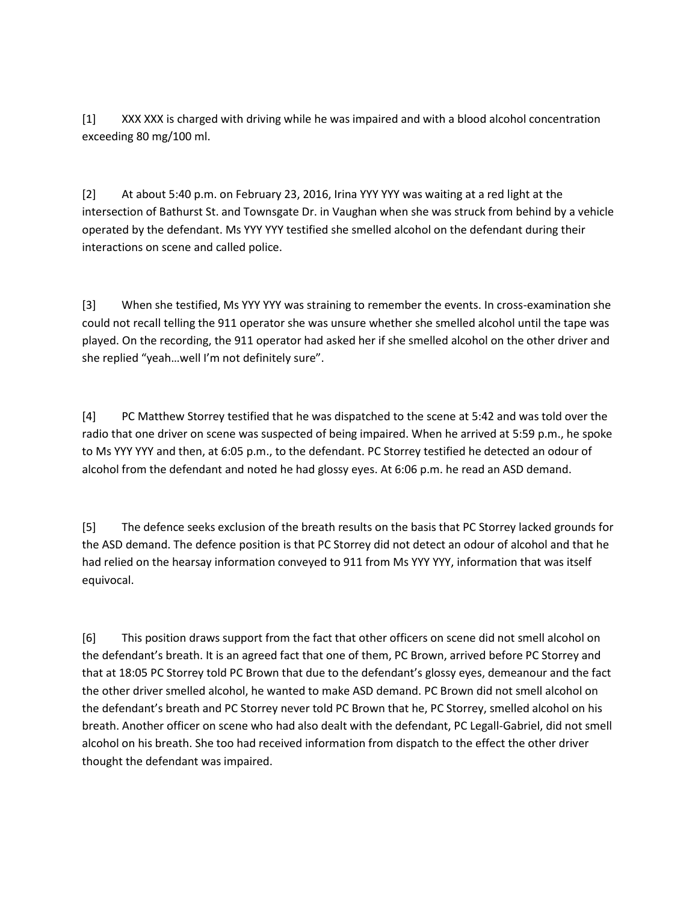[1] XXX XXX is charged with driving while he was impaired and with a blood alcohol concentration exceeding 80 mg/100 ml.

[2] At about 5:40 p.m. on February 23, 2016, Irina YYY YYY was waiting at a red light at the intersection of Bathurst St. and Townsgate Dr. in Vaughan when she was struck from behind by a vehicle operated by the defendant. Ms YYY YYY testified she smelled alcohol on the defendant during their interactions on scene and called police.

[3] When she testified, Ms YYY YYY was straining to remember the events. In cross-examination she could not recall telling the 911 operator she was unsure whether she smelled alcohol until the tape was played. On the recording, the 911 operator had asked her if she smelled alcohol on the other driver and she replied "yeah…well I'm not definitely sure".

[4] PC Matthew Storrey testified that he was dispatched to the scene at 5:42 and was told over the radio that one driver on scene was suspected of being impaired. When he arrived at 5:59 p.m., he spoke to Ms YYY YYY and then, at 6:05 p.m., to the defendant. PC Storrey testified he detected an odour of alcohol from the defendant and noted he had glossy eyes. At 6:06 p.m. he read an ASD demand.

[5] The defence seeks exclusion of the breath results on the basis that PC Storrey lacked grounds for the ASD demand. The defence position is that PC Storrey did not detect an odour of alcohol and that he had relied on the hearsay information conveyed to 911 from Ms YYY YYY, information that was itself equivocal.

[6] This position draws support from the fact that other officers on scene did not smell alcohol on the defendant's breath. It is an agreed fact that one of them, PC Brown, arrived before PC Storrey and that at 18:05 PC Storrey told PC Brown that due to the defendant's glossy eyes, demeanour and the fact the other driver smelled alcohol, he wanted to make ASD demand. PC Brown did not smell alcohol on the defendant's breath and PC Storrey never told PC Brown that he, PC Storrey, smelled alcohol on his breath. Another officer on scene who had also dealt with the defendant, PC Legall-Gabriel, did not smell alcohol on his breath. She too had received information from dispatch to the effect the other driver thought the defendant was impaired.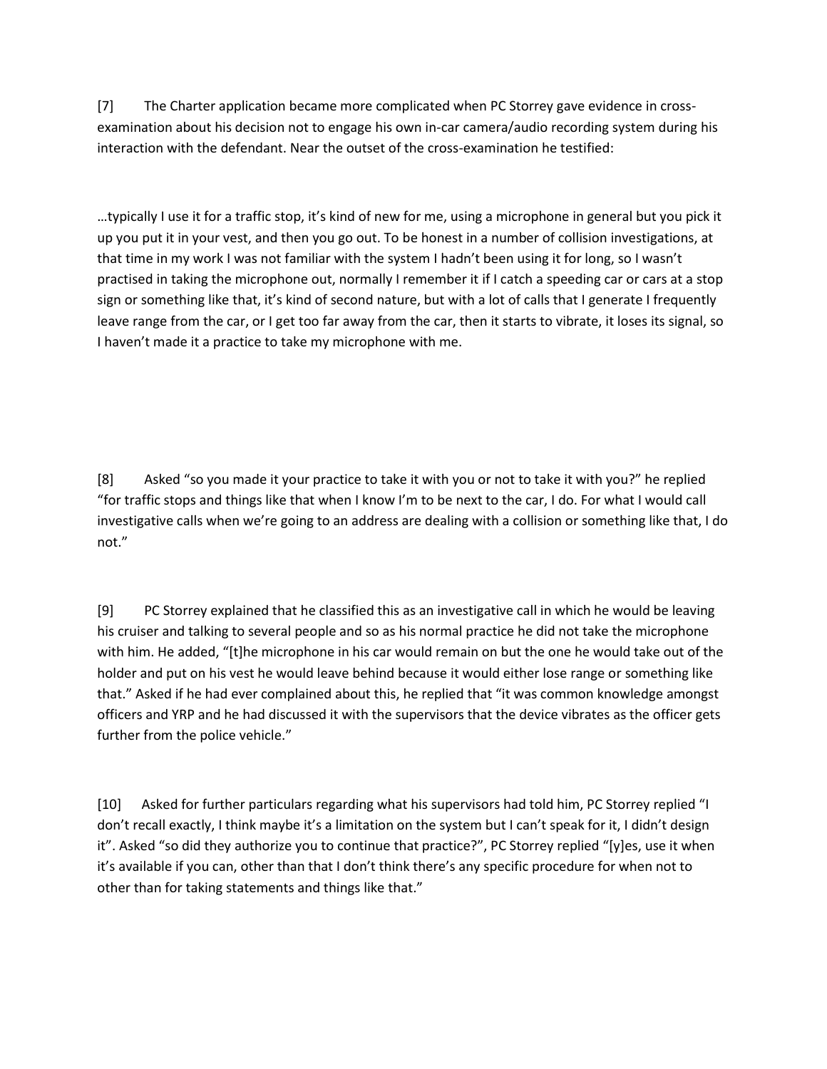[7] The Charter application became more complicated when PC Storrey gave evidence in cross-examination about his decision not to engage his own in-car camera/audio recording system during his interaction with the defendant. Near the outset of the cross-examination he testified:

…typically I use it for a traffic stop, it's kind of new for me, using a microphone in general but you pick it up you put it in your vest, and then you go out. To be honest in a number of collision investigations, at that time in my work I was not familiar with the system I hadn't been using it for long, so I wasn't practised in taking the microphone out, normally I remember it if I catch a speeding car or cars at a stop sign or something like that, it's kind of second nature, but with a lot of calls that I generate I frequently leave range from the car, or I get too far away from the car, then it starts to vibrate, it loses its signal, so I haven't made it a practice to take my microphone with me.

[8] Asked "so you made it your practice to take it with you or not to take it with you?" he replied "for traffic stops and things like that when I know I'm to be next to the car, I do. For what I would call investigative calls when we're going to an address are dealing with a collision or something like that, I do not."

[9] PC Storrey explained that he classified this as an investigative call in which he would be leaving his cruiser and talking to several people and so as his normal practice he did not take the microphone with him. He added, "[t]he microphone in his car would remain on but the one he would take out of the holder and put on his vest he would leave behind because it would either lose range or something like that." Asked if he had ever complained about this, he replied that "it was common knowledge amongst officers and YRP and he had discussed it with the supervisors that the device vibrates as the officer gets further from the police vehicle."

[10] Asked for further particulars regarding what his supervisors had told him, PC Storrey replied "I don't recall exactly, I think maybe it's a limitation on the system but I can't speak for it, I didn't design it". Asked "so did they authorize you to continue that practice?", PC Storrey replied "[y]es, use it when it's available if you can, other than that I don't think there's any specific procedure for when not to other than for taking statements and things like that."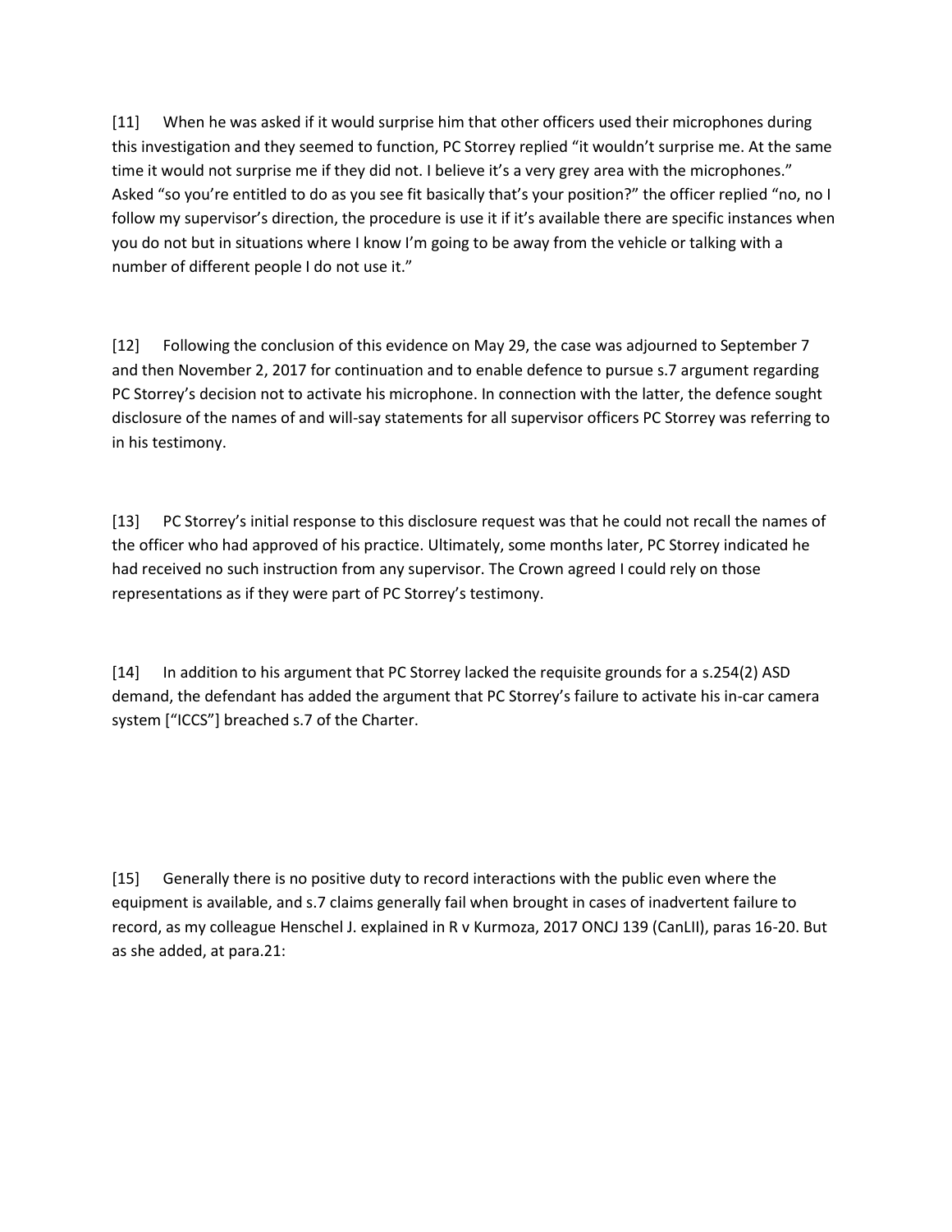[11] When he was asked if it would surprise him that other officers used their microphones during this investigation and they seemed to function, PC Storrey replied "it wouldn't surprise me. At the same time it would not surprise me if they did not. I believe it's a very grey area with the microphones." Asked "so you're entitled to do as you see fit basically that's your position?" the officer replied "no, no I follow my supervisor's direction, the procedure is use it if it's available there are specific instances when you do not but in situations where I know I'm going to be away from the vehicle or talking with a number of different people I do not use it."

[12] Following the conclusion of this evidence on May 29, the case was adjourned to September 7 and then November 2, 2017 for continuation and to enable defence to pursue s.7 argument regarding PC Storrey's decision not to activate his microphone. In connection with the latter, the defence sought disclosure of the names of and will-say statements for all supervisor officers PC Storrey was referring to in his testimony.

[13] PC Storrey's initial response to this disclosure request was that he could not recall the names of the officer who had approved of his practice. Ultimately, some months later, PC Storrey indicated he had received no such instruction from any supervisor. The Crown agreed I could rely on those representations as if they were part of PC Storrey's testimony.

[14] In addition to his argument that PC Storrey lacked the requisite grounds for a s.254(2) ASD demand, the defendant has added the argument that PC Storrey's failure to activate his in-car camera system ["ICCS"] breached s.7 of the Charter.

[15] Generally there is no positive duty to record interactions with the public even where the equipment is available, and s.7 claims generally fail when brought in cases of inadvertent failure to record, as my colleague Henschel J. explained in R v Kurmoza, 2017 ONCJ 139 (CanLII), paras 16-20. But as she added, at para.21: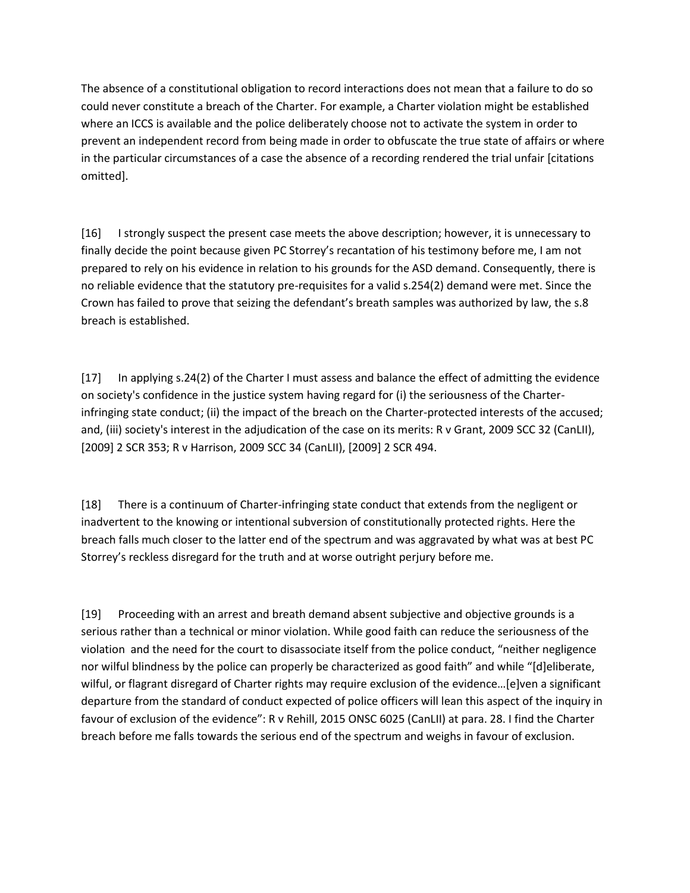The absence of a constitutional obligation to record interactions does not mean that a failure to do so could never constitute a breach of the Charter. For example, a Charter violation might be established where an ICCS is available and the police deliberately choose not to activate the system in order to prevent an independent record from being made in order to obfuscate the true state of affairs or where in the particular circumstances of a case the absence of a recording rendered the trial unfair [citations omitted].

[16] I strongly suspect the present case meets the above description; however, it is unnecessary to finally decide the point because given PC Storrey's recantation of his testimony before me, I am not prepared to rely on his evidence in relation to his grounds for the ASD demand. Consequently, there is no reliable evidence that the statutory pre-requisites for a valid s.254(2) demand were met. Since the Crown has failed to prove that seizing the defendant's breath samples was authorized by law, the s.8 breach is established.

[17] In applying s.24(2) of the Charter I must assess and balance the effect of admitting the evidence on society's confidence in the justice system having regard for (i) the seriousness of the Charter-infringing state conduct; (ii) the impact of the breach on the Charter-protected interests of the accused; and, (iii) society's interest in the adjudication of the case on its merits: R v Grant, 2009 SCC 32 (CanLII), [2009] 2 SCR 353; R v Harrison, 2009 SCC 34 (CanLII), [2009] 2 SCR 494.

[18] There is a continuum of Charter-infringing state conduct that extends from the negligent or inadvertent to the knowing or intentional subversion of constitutionally protected rights. Here the breach falls much closer to the latter end of the spectrum and was aggravated by what was at best PC Storrey's reckless disregard for the truth and at worse outright perjury before me.

[19] Proceeding with an arrest and breath demand absent subjective and objective grounds is a serious rather than a technical or minor violation. While good faith can reduce the seriousness of the violation and the need for the court to disassociate itself from the police conduct, "neither negligence nor wilful blindness by the police can properly be characterized as good faith" and while "[d]eliberate, wilful, or flagrant disregard of Charter rights may require exclusion of the evidence…[e]ven a significant departure from the standard of conduct expected of police officers will lean this aspect of the inquiry in favour of exclusion of the evidence": R v Rehill, 2015 ONSC 6025 (CanLII) at para. 28. I find the Charter breach before me falls towards the serious end of the spectrum and weighs in favour of exclusion.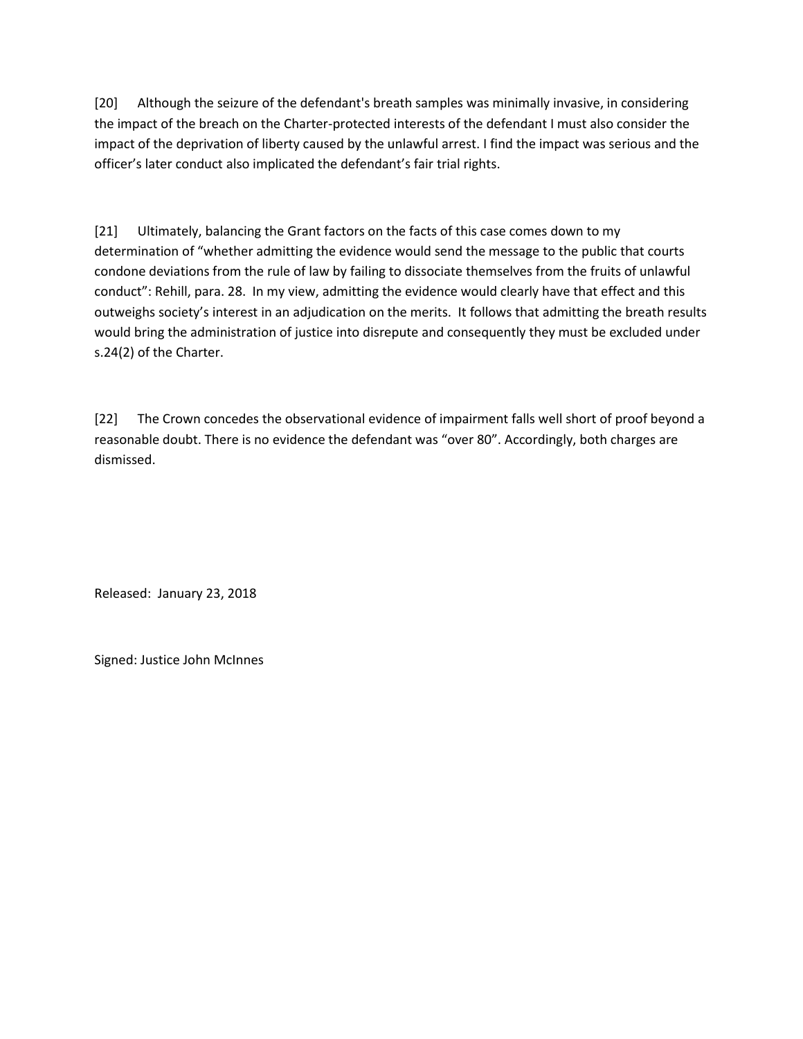[20] Although the seizure of the defendant's breath samples was minimally invasive, in considering the impact of the breach on the Charter-protected interests of the defendant I must also consider the impact of the deprivation of liberty caused by the unlawful arrest. I find the impact was serious and the officer's later conduct also implicated the defendant's fair trial rights.

[21] Ultimately, balancing the Grant factors on the facts of this case comes down to my determination of "whether admitting the evidence would send the message to the public that courts condone deviations from the rule of law by failing to dissociate themselves from the fruits of unlawful conduct": Rehill, para. 28. In my view, admitting the evidence would clearly have that effect and this outweighs society's interest in an adjudication on the merits. It follows that admitting the breath results would bring the administration of justice into disrepute and consequently they must be excluded under s.24(2) of the Charter.

[22] The Crown concedes the observational evidence of impairment falls well short of proof beyond a reasonable doubt. There is no evidence the defendant was "over 80". Accordingly, both charges are dismissed.

Released: January 23, 2018

Signed: Justice John McInnes